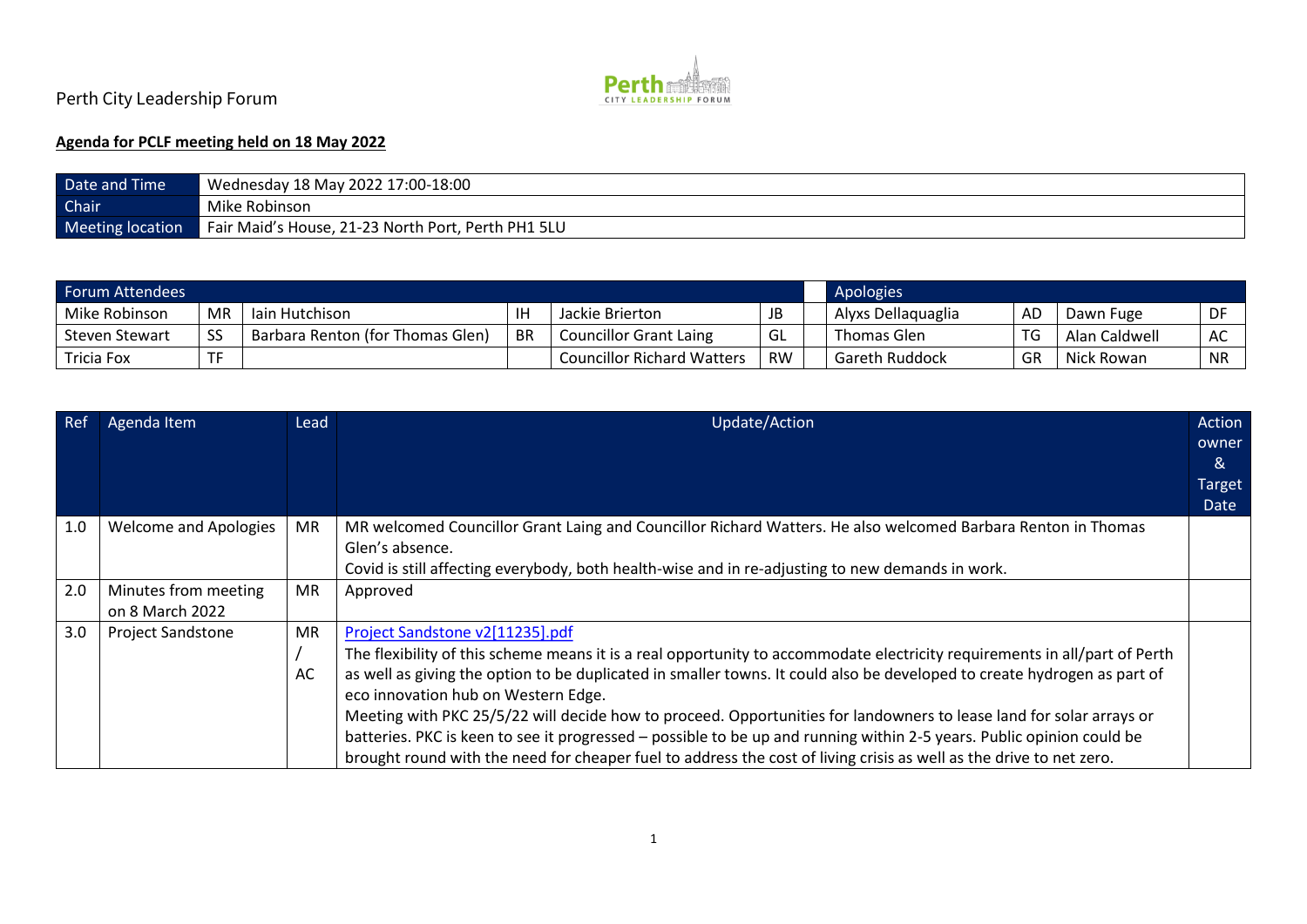Perth City Leadership Forum

**Agenda for PCLF meeting held on 18 May 2022**

| Date and Time | Wednesday 18 May 2022 17:00-18:00 |
|---|---|
| Chair | Mike Robinson |
| Meeting location | Fair Maid's House, 21-23 North Port, Perth PH1 5LU |

| Forum Attendees | | | | | | | Apologies | | | |
|---|---|---|---|---|---|---|---|---|---|---|
| Mike Robinson | MR | Iain Hutchison | IH | Jackie Brierton | JB | | Alyxs Dellaquaglia | AD | Dawn Fuge | DF |
| Steven Stewart | SS | Barbara Renton (for Thomas Glen) | BR | Councillor Grant Laing | GL | | Thomas Glen | TG | Alan Caldwell | AC |
| Tricia Fox | TF | | | Councillor Richard Watters | RW | | Gareth Ruddock | GR | Nick Rowan | NR |

| Ref | Agenda Item | Lead | Update/Action | Action owner & Target Date |
|---|---|---|---|---|
| 1.0 | Welcome and Apologies | MR | MR welcomed Councillor Grant Laing and Councillor Richard Watters. He also welcomed Barbara Renton in Thomas Glen's absence.<br>Covid is still affecting everybody, both health-wise and in re-adjusting to new demands in work. | |
| 2.0 | Minutes from meeting on 8 March 2022 | MR | Approved | |
| 3.0 | Project Sandstone | MR / AC | Project Sandstone v2[11235].pdf<br>The flexibility of this scheme means it is a real opportunity to accommodate electricity requirements in all/part of Perth as well as giving the option to be duplicated in smaller towns. It could also be developed to create hydrogen as part of eco innovation hub on Western Edge.<br>Meeting with PKC 25/5/22 will decide how to proceed. Opportunities for landowners to lease land for solar arrays or batteries. PKC is keen to see it progressed – possible to be up and running within 2-5 years. Public opinion could be brought round with the need for cheaper fuel to address the cost of living crisis as well as the drive to net zero. | |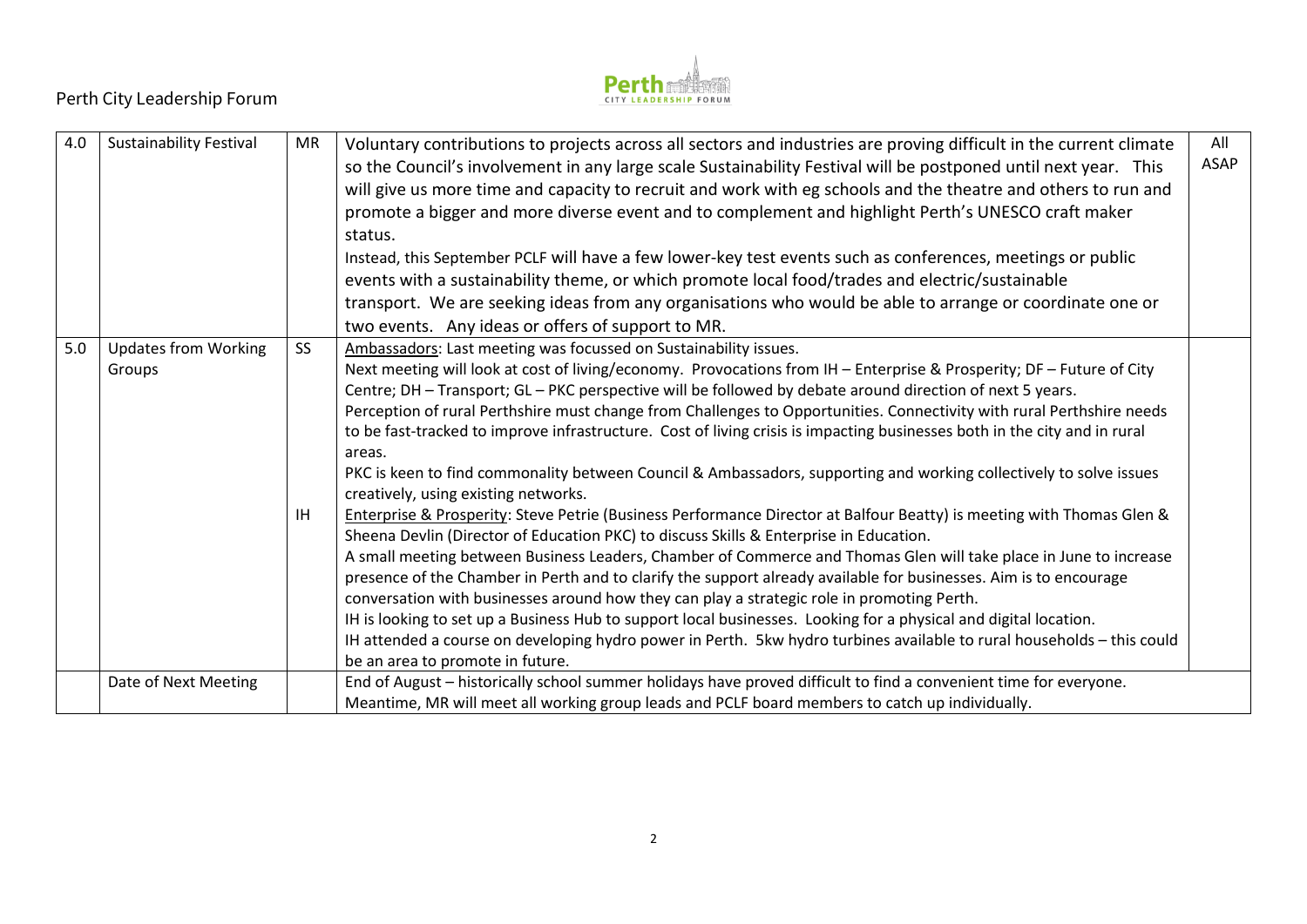| | | | | |
|---|---|---|---|---|
| 4.0 | Sustainability Festival | MR | Voluntary contributions to projects across all sectors and industries are proving difficult in the current climate so the Council's involvement in any large scale Sustainability Festival will be postponed until next year. This will give us more time and capacity to recruit and work with eg schools and the theatre and others to run and promote a bigger and more diverse event and to complement and highlight Perth's UNESCO craft maker status.<br>Instead, this September PCLF will have a few lower-key test events such as conferences, meetings or public events with a sustainability theme, or which promote local food/trades and electric/sustainable transport. We are seeking ideas from any organisations who would be able to arrange or coordinate one or two events. Any ideas or offers of support to MR. | All ASAP |
| 5.0 | Updates from Working Groups | SS<br><br><br><br><br><br><br>IH | Ambassadors: Last meeting was focussed on Sustainability issues.<br>Next meeting will look at cost of living/economy. Provocations from IH – Enterprise & Prosperity; DF – Future of City Centre; DH – Transport; GL – PKC perspective will be followed by debate around direction of next 5 years.<br>Perception of rural Perthshire must change from Challenges to Opportunities. Connectivity with rural Perthshire needs to be fast-tracked to improve infrastructure. Cost of living crisis is impacting businesses both in the city and in rural areas.<br>PKC is keen to find commonality between Council & Ambassadors, supporting and working collectively to solve issues creatively, using existing networks.<br>Enterprise & Prosperity: Steve Petrie (Business Performance Director at Balfour Beatty) is meeting with Thomas Glen & Sheena Devlin (Director of Education PKC) to discuss Skills & Enterprise in Education.<br>A small meeting between Business Leaders, Chamber of Commerce and Thomas Glen will take place in June to increase presence of the Chamber in Perth and to clarify the support already available for businesses. Aim is to encourage conversation with businesses around how they can play a strategic role in promoting Perth.<br>IH is looking to set up a Business Hub to support local businesses. Looking for a physical and digital location.<br>IH attended a course on developing hydro power in Perth. 5kw hydro turbines available to rural households – this could be an area to promote in future. | |
| | Date of Next Meeting | | End of August – historically school summer holidays have proved difficult to find a convenient time for everyone.<br>Meantime, MR will meet all working group leads and PCLF board members to catch up individually. | |